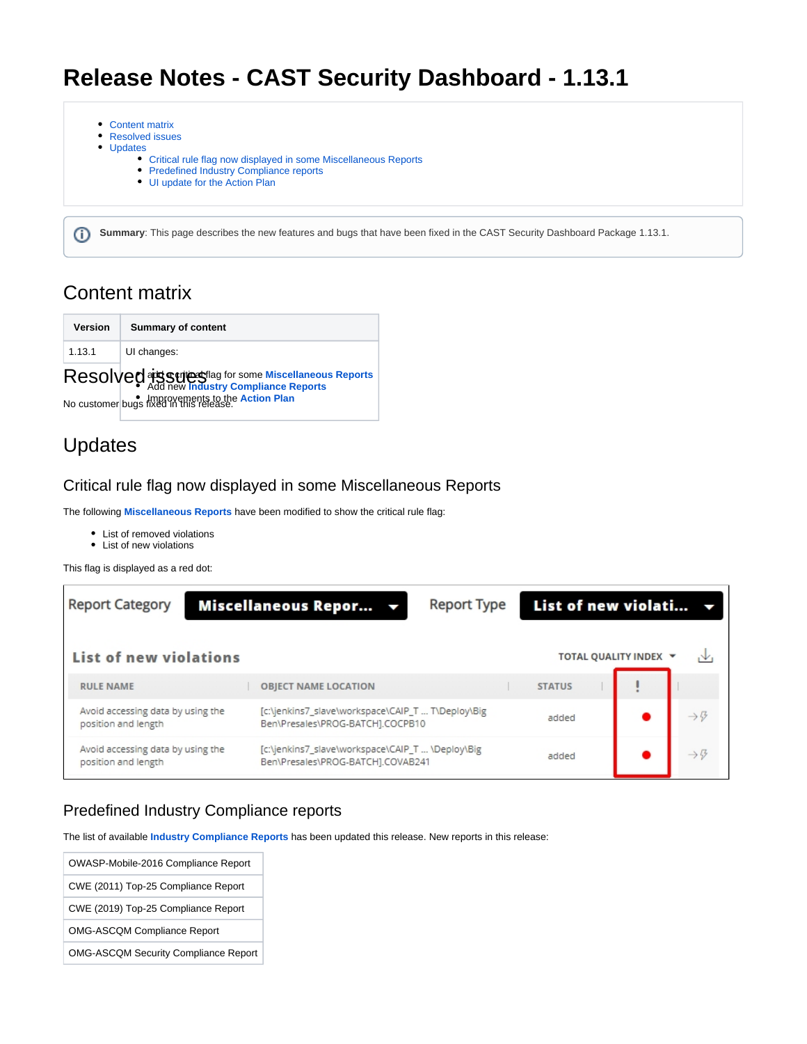# Release Notes - CAST Security Dashboard - 1.13.1

- Content matrix
- Resolved issues
- Updates
  - Critical rule flag now displayed in some Miscellaneous Reports
  - Predefined Industry Compliance reports
  - UI update for the Action Plan

**Summary**: This page describes the new features and bugs that have been fixed in the CAST Security Dashboard Package 1.13.1.

## Content matrix

| Version | Summary of content |
|---|---|
| 1.13.1 | UI changes:<br>• add critical flag for some **Miscellaneous Reports**<br>• Add new **Industry Compliance Reports**<br>• Improvements to the **Action Plan** |

## Resolved issues

No customer bugs fixed in this release.

## Updates

### Critical rule flag now displayed in some Miscellaneous Reports

The following **Miscellaneous Reports** have been modified to show the critical rule flag:

- List of removed violations
- List of new violations

This flag is displayed as a red dot:

| RULE NAME | OBJECT NAME LOCATION | STATUS | ! |
|---|---|---|---|
| Avoid accessing data by using the position and length | [c:\jenkins7_slave\workspace\CAIP_T ... T\Deploy\Big Ben\Presales\PROG-BATCH].COCPB10 | added | ● |
| Avoid accessing data by using the position and length | [c:\jenkins7_slave\workspace\CAIP_T ... \Deploy\Big Ben\Presales\PROG-BATCH].COVAB241 | added | ● |

### Predefined Industry Compliance reports

The list of available **Industry Compliance Reports** has been updated this release. New reports in this release:

| |
|---|
| OWASP-Mobile-2016 Compliance Report |
| CWE (2011) Top-25 Compliance Report |
| CWE (2019) Top-25 Compliance Report |
| OMG-ASCQM Compliance Report |
| OMG-ASCQM Security Compliance Report |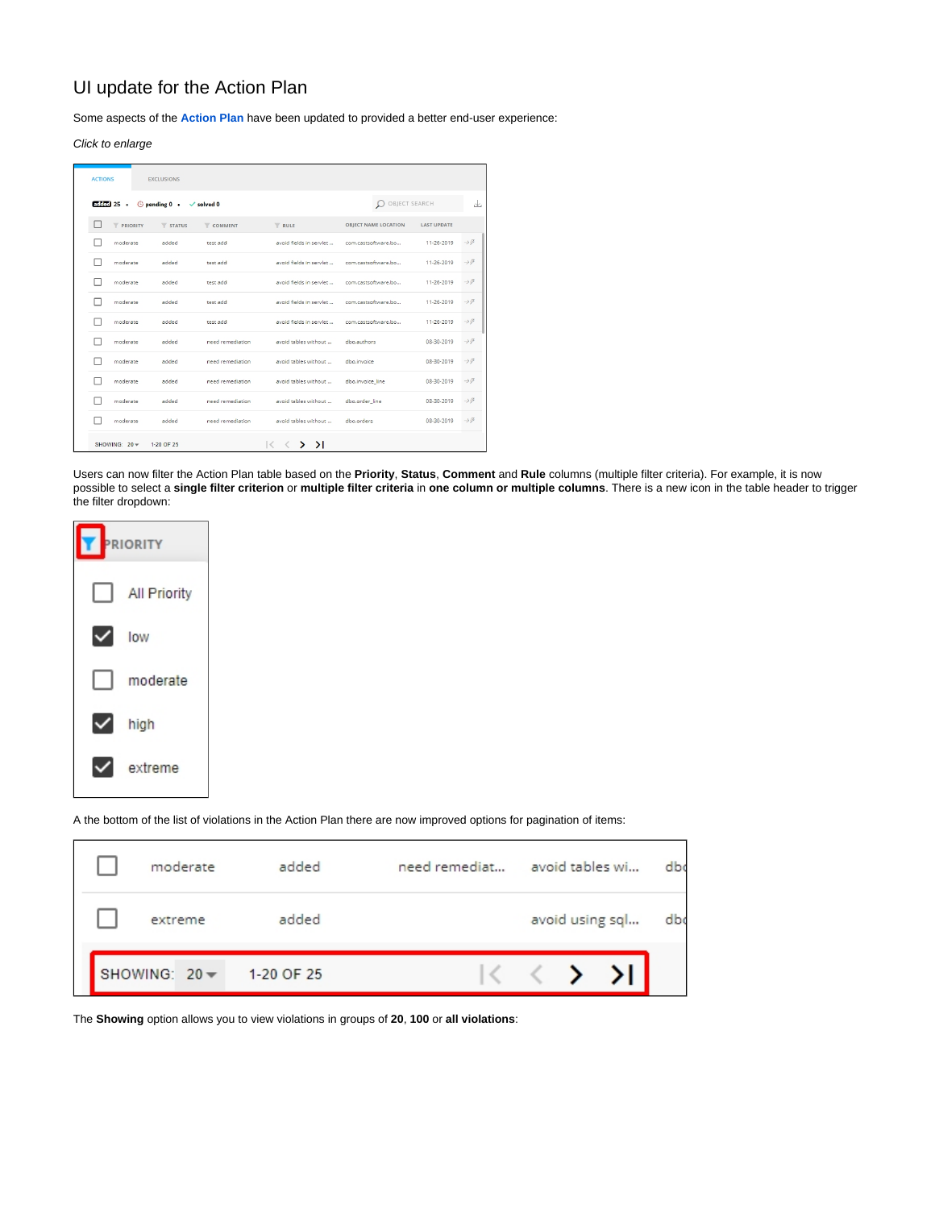# UI update for the Action Plan

Some aspects of the **Action Plan** have been updated to provided a better end-user experience:

*Click to enlarge*

Users can now filter the Action Plan table based on the **Priority**, **Status**, **Comment** and **Rule** columns (multiple filter criteria). For example, it is now possible to select a **single filter criterion** or **multiple filter criteria** in **one column or multiple columns**. There is a new icon in the table header to trigger the filter dropdown:

A the bottom of the list of violations in the Action Plan there are now improved options for pagination of items:

The **Showing** option allows you to view violations in groups of **20**, **100** or **all violations**: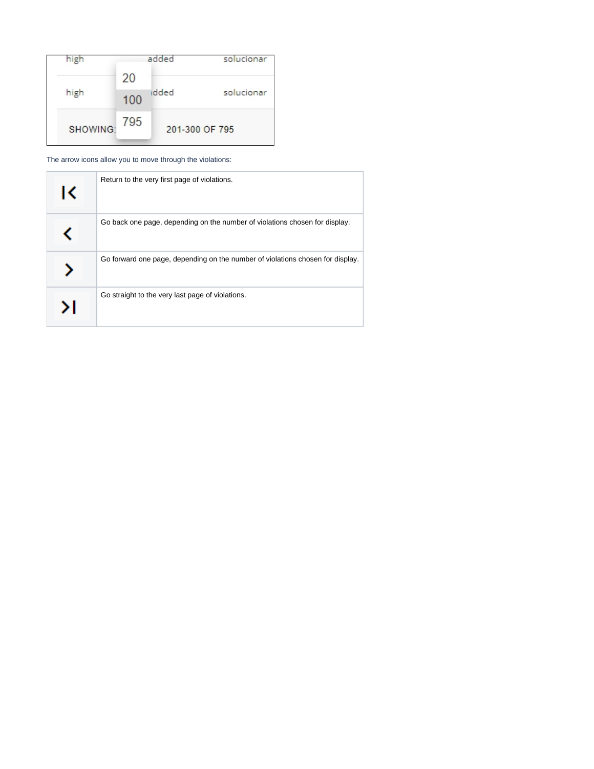The arrow icons allow you to move through the violations:

| | |
|---|---|
| \|< | Return to the very first page of violations. |
| < | Go back one page, depending on the number of violations chosen for display. |
| > | Go forward one page, depending on the number of violations chosen for display. |
| >\| | Go straight to the very last page of violations. |